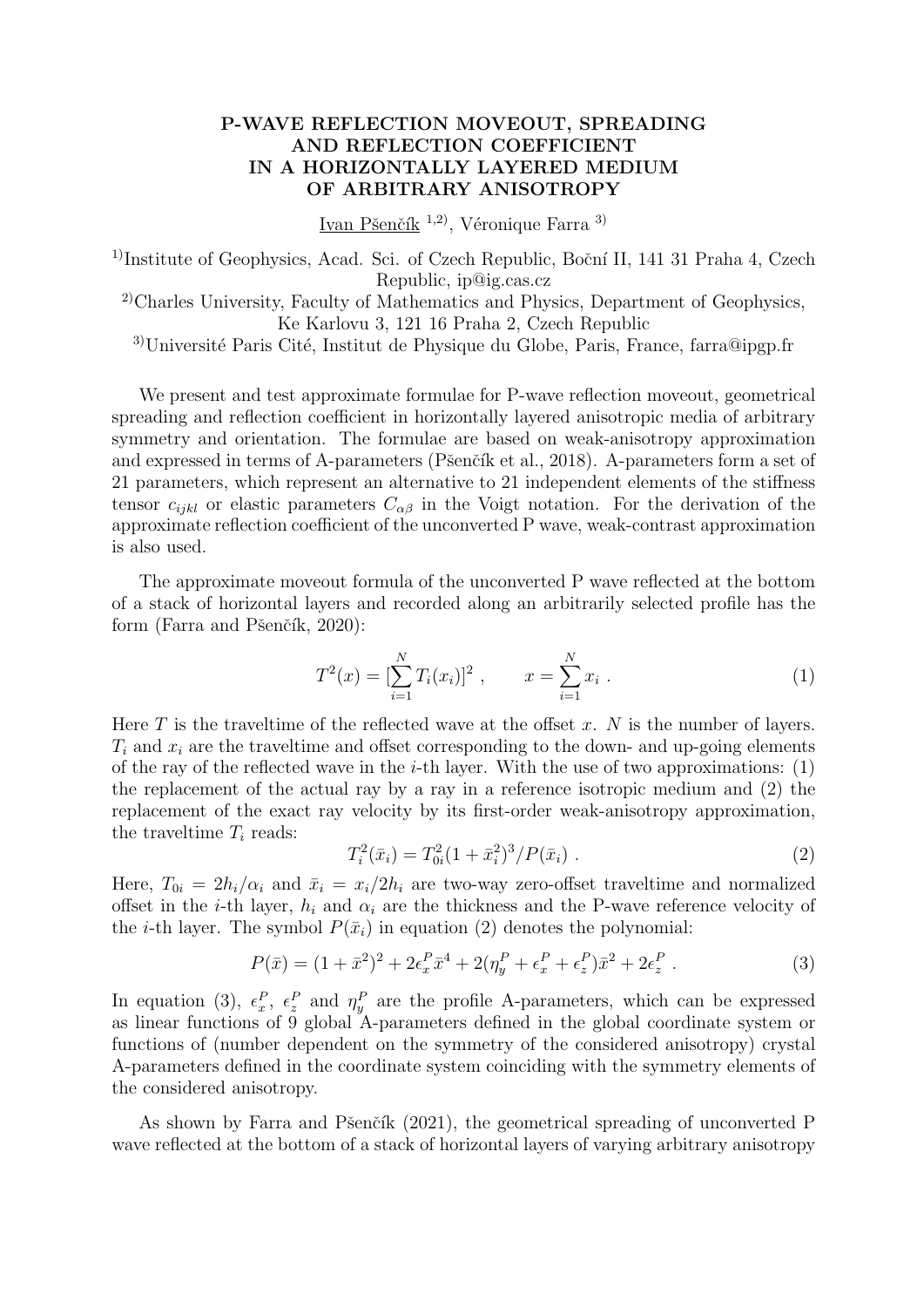# P-WAVE REFLECTION MOVEOUT, SPREADING AND REFLECTION COEFFICIENT IN A HORIZONTALLY LAYERED MEDIUM OF ARBITRARY ANISOTROPY

Ivan Pšenčík [1,2], Véronique Farra [3]

[1]Institute of Geophysics, Acad. Sci. of Czech Republic, Boční II, 141 31 Praha 4, Czech Republic, ip@ig.cas.cz

[2]Charles University, Faculty of Mathematics and Physics, Department of Geophysics, Ke Karlovu 3, 121 16 Praha 2, Czech Republic

[3]Université Paris Cité, Institut de Physique du Globe, Paris, France, farra@ipgp.fr

We present and test approximate formulae for P-wave reflection moveout, geometrical spreading and reflection coefficient in horizontally layered anisotropic media of arbitrary symmetry and orientation. The formulae are based on weak-anisotropy approximation and expressed in terms of A-parameters (Pšenčík et al., 2018). A-parameters form a set of 21 parameters, which represent an alternative to 21 independent elements of the stiffness tensor $c_{ijkl}$ or elastic parameters $C_{\alpha\beta}$ in the Voigt notation. For the derivation of the approximate reflection coefficient of the unconverted P wave, weak-contrast approximation is also used.

The approximate moveout formula of the unconverted P wave reflected at the bottom of a stack of horizontal layers and recorded along an arbitrarily selected profile has the form (Farra and Pšenčík, 2020):

$$T^2(x) = [\sum_{i=1}^{N} T_i(x_i)]^2 \ , \qquad x = \sum_{i=1}^{N} x_i \ . \tag{1}$$

Here $T$ is the traveltime of the reflected wave at the offset $x$. $N$ is the number of layers. $T_i$ and $x_i$ are the traveltime and offset corresponding to the down- and up-going elements of the ray of the reflected wave in the $i$-th layer. With the use of two approximations: (1) the replacement of the actual ray by a ray in a reference isotropic medium and (2) the replacement of the exact ray velocity by its first-order weak-anisotropy approximation, the traveltime $T_i$ reads:

$$T_i^2(\bar{x}_i) = T_{0i}^2(1+\bar{x}_i^2)^3/P(\bar{x}_i) \ . \tag{2}$$

Here, $T_{0i} = 2h_i/\alpha_i$ and $\bar{x}_i = x_i/2h_i$ are two-way zero-offset traveltime and normalized offset in the $i$-th layer, $h_i$ and $\alpha_i$ are the thickness and the P-wave reference velocity of the $i$-th layer. The symbol $P(\bar{x}_i)$ in equation (2) denotes the polynomial:

$$P(\bar{x}) = (1+\bar{x}^2)^2 + 2\epsilon_x^P\bar{x}^4 + 2(\eta_y^P + \epsilon_x^P + \epsilon_z^P)\bar{x}^2 + 2\epsilon_z^P \ . \tag{3}$$

In equation (3), $\epsilon_x^P$, $\epsilon_z^P$ and $\eta_y^P$ are the profile A-parameters, which can be expressed as linear functions of 9 global A-parameters defined in the global coordinate system or functions of (number dependent on the symmetry of the considered anisotropy) crystal A-parameters defined in the coordinate system coinciding with the symmetry elements of the considered anisotropy.

As shown by Farra and Pšenčík (2021), the geometrical spreading of unconverted P wave reflected at the bottom of a stack of horizontal layers of varying arbitrary anisotropy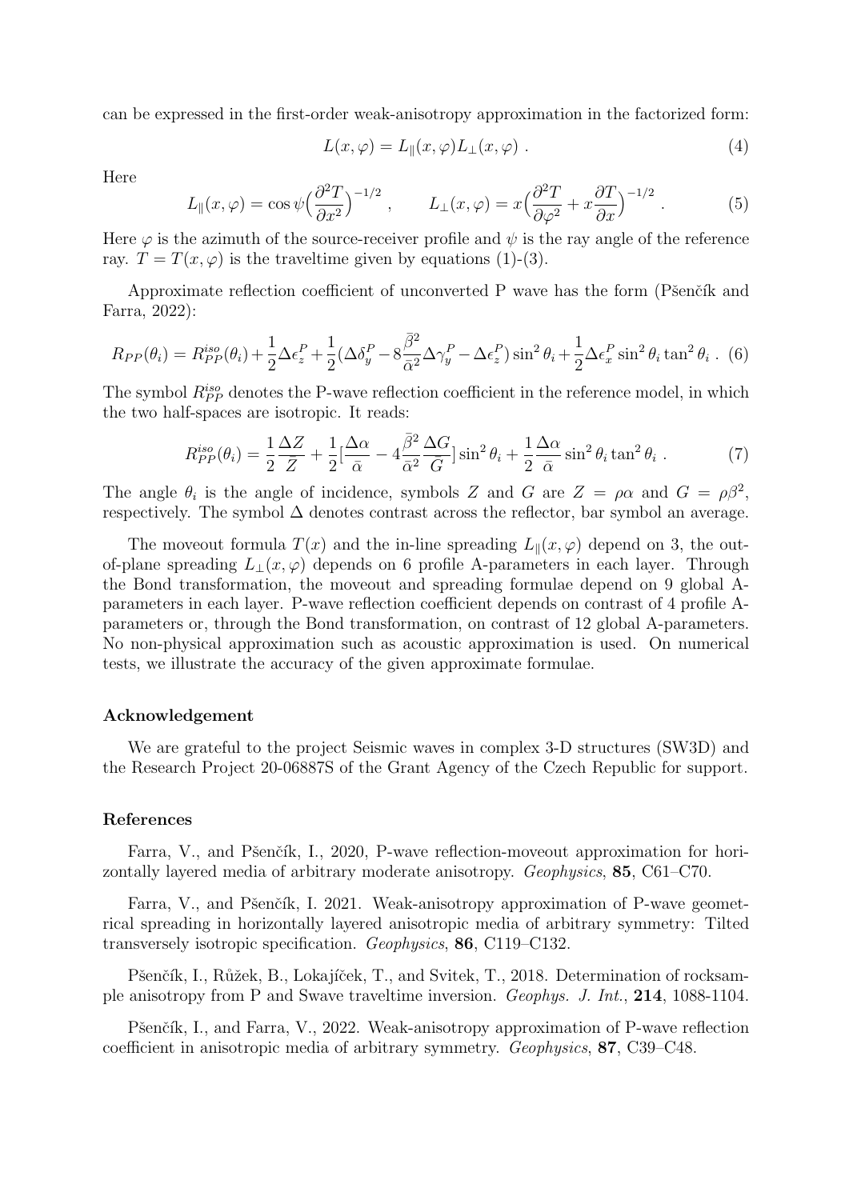can be expressed in the first-order weak-anisotropy approximation in the factorized form:

$$L(x,\varphi) = L_{\parallel}(x,\varphi) L_{\perp}(x,\varphi) \ . \tag{4}$$

Here

$$L_{\parallel}(x,\varphi) = \cos\psi \Big(\frac{\partial^2 T}{\partial x^2}\Big)^{-1/2} \ , \qquad L_{\perp}(x,\varphi) = x\Big(\frac{\partial^2 T}{\partial \varphi^2} + x\frac{\partial T}{\partial x}\Big)^{-1/2} \ . \tag{5}$$

Here $\varphi$ is the azimuth of the source-receiver profile and $\psi$ is the ray angle of the reference ray. $T = T(x,\varphi)$ is the traveltime given by equations (1)-(3).

Approximate reflection coefficient of unconverted P wave has the form (Pšenčík and Farra, 2022):

$$R_{PP}(\theta_i) = R_{PP}^{iso}(\theta_i) + \frac{1}{2}\Delta\epsilon_z^P + \frac{1}{2}(\Delta\delta_y^P - 8\frac{\bar{\beta}^2}{\bar{\alpha}^2}\Delta\gamma_y^P - \Delta\epsilon_z^P)\sin^2\theta_i + \frac{1}{2}\Delta\epsilon_x^P \sin^2\theta_i \tan^2\theta_i \ . \tag{6}$$

The symbol $R_{PP}^{iso}$ denotes the P-wave reflection coefficient in the reference model, in which the two half-spaces are isotropic. It reads:

$$R_{PP}^{iso}(\theta_i) = \frac{1}{2}\frac{\Delta Z}{\bar{Z}} + \frac{1}{2}[\frac{\Delta\alpha}{\bar{\alpha}} - 4\frac{\bar{\beta}^2}{\bar{\alpha}^2}\frac{\Delta G}{\bar{G}}]\sin^2\theta_i + \frac{1}{2}\frac{\Delta\alpha}{\bar{\alpha}}\sin^2\theta_i\tan^2\theta_i \ . \tag{7}$$

The angle $\theta_i$ is the angle of incidence, symbols $Z$ and $G$ are $Z = \rho\alpha$ and $G = \rho\beta^2$, respectively. The symbol $\Delta$ denotes contrast across the reflector, bar symbol an average.

The moveout formula $T(x)$ and the in-line spreading $L_{\parallel}(x,\varphi)$ depend on 3, the out-of-plane spreading $L_{\perp}(x,\varphi)$ depends on 6 profile A-parameters in each layer. Through the Bond transformation, the moveout and spreading formulae depend on 9 global A-parameters in each layer. P-wave reflection coefficient depends on contrast of 4 profile A-parameters or, through the Bond transformation, on contrast of 12 global A-parameters. No non-physical approximation such as acoustic approximation is used. On numerical tests, we illustrate the accuracy of the given approximate formulae.

### Acknowledgement

We are grateful to the project Seismic waves in complex 3-D structures (SW3D) and the Research Project 20-06887S of the Grant Agency of the Czech Republic for support.

### References

Farra, V., and Pšenčík, I., 2020, P-wave reflection-moveout approximation for horizontally layered media of arbitrary moderate anisotropy. *Geophysics*, **85**, C61–C70.

Farra, V., and Pšenčík, I. 2021. Weak-anisotropy approximation of P-wave geometrical spreading in horizontally layered anisotropic media of arbitrary symmetry: Tilted transversely isotropic specification. *Geophysics*, **86**, C119–C132.

Pšenčík, I., Růžek, B., Lokajíček, T., and Svitek, T., 2018. Determination of rocksample anisotropy from P and Swave traveltime inversion. *Geophys. J. Int.*, **214**, 1088-1104.

Pšenčík, I., and Farra, V., 2022. Weak-anisotropy approximation of P-wave reflection coefficient in anisotropic media of arbitrary symmetry. *Geophysics*, **87**, C39–C48.